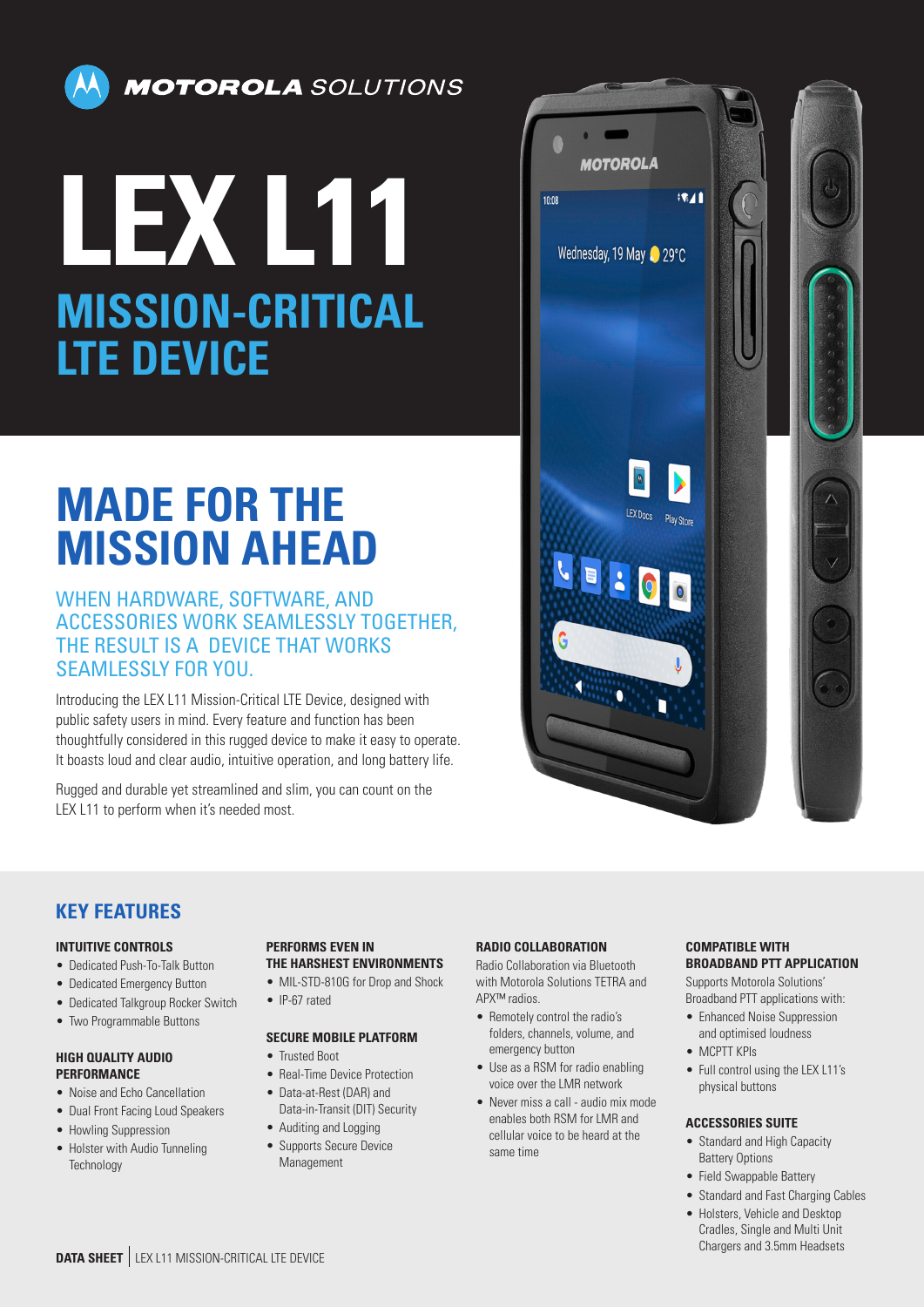MOTOROLA SOLUTIONS

# LEX L11

## MISSION-CRITICAL LTE DEVICE

## MADE FOR THE MISSION AHEAD

### WHEN HARDWARE, SOFTWARE, AND ACCESSORIES WORK SEAMLESSLY TOGETHER, THE RESULT IS A DEVICE THAT WORKS SEAMLESSLY FOR YOU.

Introducing the LEX L11 Mission-Critical LTE Device, designed with public safety users in mind. Every feature and function has been thoughtfully considered in this rugged device to make it easy to operate. It boasts loud and clear audio, intuitive operation, and long battery life.

Rugged and durable yet streamlined and slim, you can count on the LEX L11 to perform when it's needed most.

## KEY FEATURES

### INTUITIVE CONTROLS

- Dedicated Push-To-Talk Button
- Dedicated Emergency Button
- Dedicated Talkgroup Rocker Switch
- Two Programmable Buttons

### HIGH QUALITY AUDIO PERFORMANCE

- Noise and Echo Cancellation
- Dual Front Facing Loud Speakers
- Howling Suppression
- Holster with Audio Tunneling Technology

### PERFORMS EVEN IN THE HARSHEST ENVIRONMENTS

- MIL-STD-810G for Drop and Shock
- IP-67 rated

### SECURE MOBILE PLATFORM

- Trusted Boot
- Real-Time Device Protection
- Data-at-Rest (DAR) and Data-in-Transit (DIT) Security
- Auditing and Logging
- Supports Secure Device Management

### RADIO COLLABORATION

Radio Collaboration via Bluetooth with Motorola Solutions TETRA and APX™ radios.

- Remotely control the radio's folders, channels, volume, and emergency button
- Use as a RSM for radio enabling voice over the LMR network
- Never miss a call - audio mix mode enables both RSM for LMR and cellular voice to be heard at the same time

### COMPATIBLE WITH BROADBAND PTT APPLICATION

Supports Motorola Solutions' Broadband PTT applications with:

- Enhanced Noise Suppression and optimised loudness
- MCPTT KPIs
- Full control using the LEX L11's physical buttons

### ACCESSORIES SUITE

- Standard and High Capacity Battery Options
- Field Swappable Battery
- Standard and Fast Charging Cables
- Holsters, Vehicle and Desktop Cradles, Single and Multi Unit Chargers and 3.5mm Headsets

**DATA SHEET** | LEX L11 MISSION-CRITICAL LTE DEVICE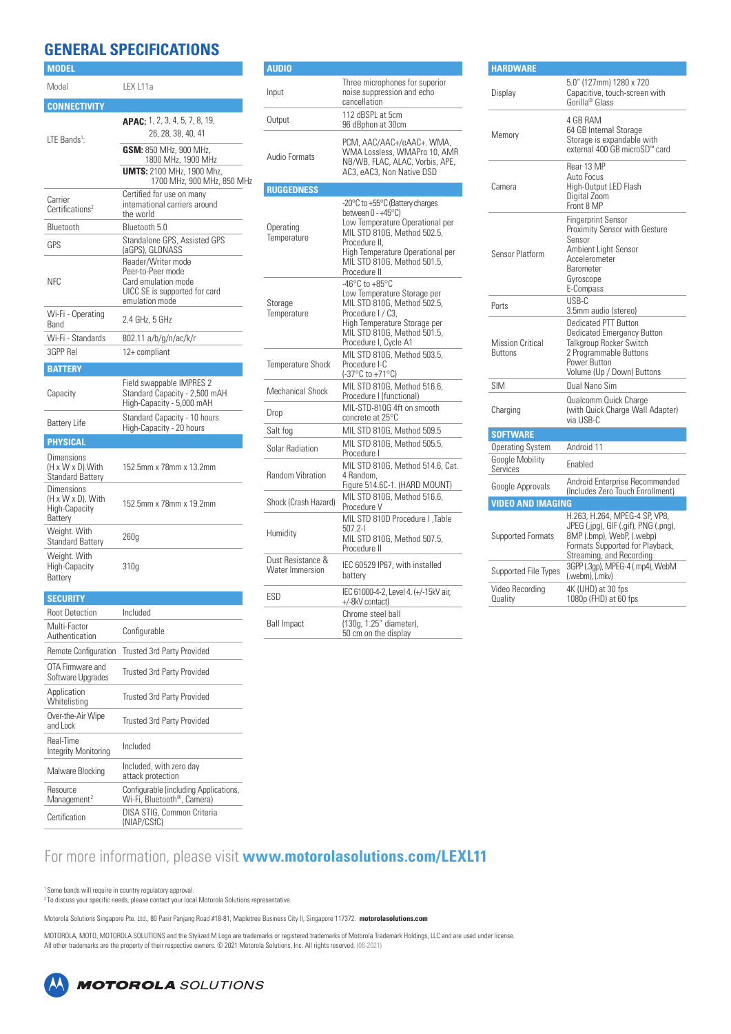# GENERAL SPECIFICATIONS

## MODEL

| | |
|---|---|
| Model | LEX L11a |

## CONNECTIVITY

| | |
|---|---|
| LTE Bands[1]: | **APAC:** 1, 2, 3, 4, 5, 7, 8, 19, 26, 28, 38, 40, 41 |
| | **GSM:** 850 MHz, 900 MHz, 1800 MHz, 1900 MHz |
| | **UMTS:** 2100 MHz, 1900 MHz, 1700 MHz, 900 MHz, 850 MHz |
| Carrier Certifications[2] | Certified for use on many international carriers around the world |
| Bluetooth | Bluetooth 5.0 |
| GPS | Standalone GPS, Assisted GPS (aGPS), GLONASS |
| NFC | Reader/Writer mode<br>Peer-to-Peer mode<br>Card emulation mode<br>UICC SE is supported for card emulation mode |
| Wi-Fi - Operating Band | 2.4 GHz, 5 GHz |
| Wi-Fi - Standards | 802.11 a/b/g/n/ac/k/r |
| 3GPP Rel | 12+ compliant |

## BATTERY

| | |
|---|---|
| Capacity | Field swappable IMPRES 2<br>Standard Capacity - 2,500 mAH<br>High-Capacity - 5,000 mAH |
| Battery Life | Standard Capacity - 10 hours<br>High-Capacity - 20 hours |

## PHYSICAL

| | |
|---|---|
| Dimensions (H x W x D).With Standard Battery | 152.5mm x 78mm x 13.2mm |
| Dimensions (H x W x D). With High-Capacity Battery | 152.5mm x 78mm x 19.2mm |
| Weight. With Standard Battery | 260g |
| Weight. With High-Capacity Battery | 310g |

## SECURITY

| | |
|---|---|
| Root Detection | Included |
| Multi-Factor Authentication | Configurable |
| Remote Configuration | Trusted 3rd Party Provided |
| OTA Firmware and Software Upgrades | Trusted 3rd Party Provided |
| Application Whitelisting | Trusted 3rd Party Provided |
| Over-the-Air Wipe and Lock | Trusted 3rd Party Provided |
| Real-Time Integrity Monitoring | Included |
| Malware Blocking | Included, with zero day attack protection |
| Resource Management[2] | Configurable (including Applications, Wi-Fi, Bluetooth®, Camera) |
| Certification | DISA STIG, Common Criteria (NIAP/CSfC) |

## AUDIO

| | |
|---|---|
| Input | Three microphones for superior noise suppression and echo cancellation |
| Output | 112 dBSPL at 5cm<br>96 dBphon at 30cm |
| Audio Formats | PCM, AAC/AAC+/eAAC+. WMA, WMA Lossless, WMAPro 10, AMR NB/WB, FLAC, ALAC, Vorbis, APE, AC3, eAC3, Non Native DSD |

## RUGGEDNESS

| | |
|---|---|
| Operating Temperature | -20°C to +55°C (Battery charges between 0 - +45°C)<br>Low Temperature Operational per MIL STD 810G, Method 502.5, Procedure II,<br>High Temperature Operational per MIL STD 810G, Method 501.5, Procedure II |
| Storage Temperature | -46°C to +85°C<br>Low Temperature Storage per MIL STD 810G, Method 502.5, Procedure I / C3,<br>High Temperature Storage per MIL STD 810G, Method 501.5, Procedure I, Cycle A1 |
| Temperature Shock | MIL STD 810G, Method 503.5, Procedure I-C (-37°C to +71°C) |
| Mechanical Shock | MIL STD 810G, Method 516.6, Procedure I (functional) |
| Drop | MIL-STD-810G 4ft on smooth concrete at 25°C |
| Salt fog | MIL STD 810G, Method 509.5 |
| Solar Radiation | MIL STD 810G, Method 505.5, Procedure I |
| Random Vibration | MIL STD 810G, Method 514.6, Cat. 4 Random, Figure 514.6C-1. (HARD MOUNT) |
| Shock (Crash Hazard) | MIL STD 810G, Method 516.6, Procedure V |
| Humidity | MIL STD 810D Procedure I ,Table 507.2-I<br>MIL STD 810G, Method 507.5, Procedure II |
| Dust Resistance & Water Immersion | IEC 60529 IP67, with installed battery |
| ESD | IEC 61000-4-2, Level 4. (+/-15kV air, +/-8kV contact) |
| Ball Impact | Chrome steel ball (130g, 1.25" diameter), 50 cm on the display |

## HARDWARE

| | |
|---|---|
| Display | 5.0" (127mm) 1280 x 720 Capacitive, touch-screen with Gorilla® Glass |
| Memory | 4 GB RAM<br>64 GB Internal Storage<br>Storage is expandable with external 400 GB microSD™ card |
| Camera | Rear 13 MP<br>Auto Focus<br>High-Output LED Flash<br>Digital Zoom<br>Front 8 MP |
| Sensor Platform | Fingerprint Sensor<br>Proximity Sensor with Gesture Sensor<br>Ambient Light Sensor<br>Accelerometer<br>Barometer<br>Gyroscope<br>E-Compass |
| Ports | USB-C<br>3.5mm audio (stereo) |
| Mission Critical Buttons | Dedicated PTT Button<br>Dedicated Emergency Button<br>Talkgroup Rocker Switch<br>2 Programmable Buttons<br>Power Button<br>Volume (Up / Down) Buttons |
| SIM | Dual Nano Sim |
| Charging | Qualcomm Quick Charge (with Quick Charge Wall Adapter) via USB-C |

## SOFTWARE

| | |
|---|---|
| Operating System | Android 11 |
| Google Mobility Services | Enabled |
| Google Approvals | Android Enterprise Recommended (Includes Zero Touch Enrollment) |

## VIDEO AND IMAGING

| | |
|---|---|
| Supported Formats | H.263, H.264, MPEG-4 SP, VP8, JPEG (.jpg), GIF (.gif), PNG (.png), BMP (.bmp), WebP, (.webp) Formats Supported for Playback, Streaming, and Recording |
| Supported File Types | 3GPP (.3gp), MPEG-4 (.mp4), WebM (.webm), (.mkv) |
| Video Recording Quality | 4K (UHD) at 30 fps<br>1080p (FHD) at 60 fps |

For more information, please visit **www.motorolasolutions.com/LEXL11**

[1] Some bands will require in country regulatory approval.
[2] To discuss your specific needs, please contact your local Motorola Solutions representative.

Motorola Solutions Singapore Pte. Ltd., 80 Pasir Panjang Road #18-81, Mapletree Business City II, Singapore 117372. **motorolasolutions.com**

MOTOROLA, MOTO, MOTOROLA SOLUTIONS and the Stylized M Logo are trademarks or registered trademarks of Motorola Trademark Holdings, LLC and are used under license. All other trademarks are the property of their respective owners. © 2021 Motorola Solutions, Inc. All rights reserved. (06-2021)

MOTOROLA SOLUTIONS